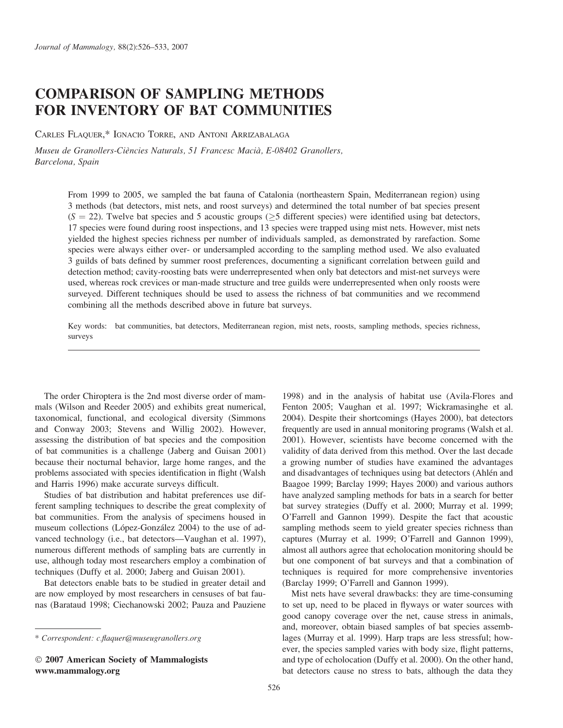# COMPARISON OF SAMPLING METHODS FOR INVENTORY OF BAT COMMUNITIES

Carles Flaquer,* Ignacio Torre, and Antoni Arrizabalaga

*Museu de Granollers-Ciències Naturals, 51 Francesc Macià, E-08402 Granollers, Barcelona, Spain*

From 1999 to 2005, we sampled the bat fauna of Catalonia (northeastern Spain, Mediterranean region) using 3 methods (bat detectors, mist nets, and roost surveys) and determined the total number of bat species present ($S = 22$). Twelve bat species and 5 acoustic groups ($\geq$5 different species) were identified using bat detectors, 17 species were found during roost inspections, and 13 species were trapped using mist nets. However, mist nets yielded the highest species richness per number of individuals sampled, as demonstrated by rarefaction. Some species were always either over- or undersampled according to the sampling method used. We also evaluated 3 guilds of bats defined by summer roost preferences, documenting a significant correlation between guild and detection method; cavity-roosting bats were underrepresented when only bat detectors and mist-net surveys were used, whereas rock crevices or man-made structure and tree guilds were underrepresented when only roosts were surveyed. Different techniques should be used to assess the richness of bat communities and we recommend combining all the methods described above in future bat surveys.

Key words: bat communities, bat detectors, Mediterranean region, mist nets, roosts, sampling methods, species richness, surveys

The order Chiroptera is the 2nd most diverse order of mammals (Wilson and Reeder 2005) and exhibits great numerical, taxonomical, functional, and ecological diversity (Simmons and Conway 2003; Stevens and Willig 2002). However, assessing the distribution of bat species and the composition of bat communities is a challenge (Jaberg and Guisan 2001) because their nocturnal behavior, large home ranges, and the problems associated with species identification in flight (Walsh and Harris 1996) make accurate surveys difficult.

Studies of bat distribution and habitat preferences use different sampling techniques to describe the great complexity of bat communities. From the analysis of specimens housed in museum collections (López-González 2004) to the use of advanced technology (i.e., bat detectors—Vaughan et al. 1997), numerous different methods of sampling bats are currently in use, although today most researchers employ a combination of techniques (Duffy et al. 2000; Jaberg and Guisan 2001).

Bat detectors enable bats to be studied in greater detail and are now employed by most researchers in censuses of bat faunas (Barataud 1998; Ciechanowski 2002; Pauza and Pauziene 1998) and in the analysis of habitat use (Avila-Flores and Fenton 2005; Vaughan et al. 1997; Wickramasinghe et al. 2004). Despite their shortcomings (Hayes 2000), bat detectors frequently are used in annual monitoring programs (Walsh et al. 2001). However, scientists have become concerned with the validity of data derived from this method. Over the last decade a growing number of studies have examined the advantages and disadvantages of techniques using bat detectors (Ahlén and Baagoe 1999; Barclay 1999; Hayes 2000) and various authors have analyzed sampling methods for bats in a search for better bat survey strategies (Duffy et al. 2000; Murray et al. 1999; O'Farrell and Gannon 1999). Despite the fact that acoustic sampling methods seem to yield greater species richness than captures (Murray et al. 1999; O'Farrell and Gannon 1999), almost all authors agree that echolocation monitoring should be but one component of bat surveys and that a combination of techniques is required for more comprehensive inventories (Barclay 1999; O'Farrell and Gannon 1999).

Mist nets have several drawbacks: they are time-consuming to set up, need to be placed in flyways or water sources with good canopy coverage over the net, cause stress in animals, and, moreover, obtain biased samples of bat species assemblages (Murray et al. 1999). Harp traps are less stressful; however, the species sampled varies with body size, flight patterns, and type of echolocation (Duffy et al. 2000). On the other hand, bat detectors cause no stress to bats, although the data they

\* *Correspondent: c.flaquer@museugranollers.org*

© 2007 American Society of Mammalogists
www.mammalogy.org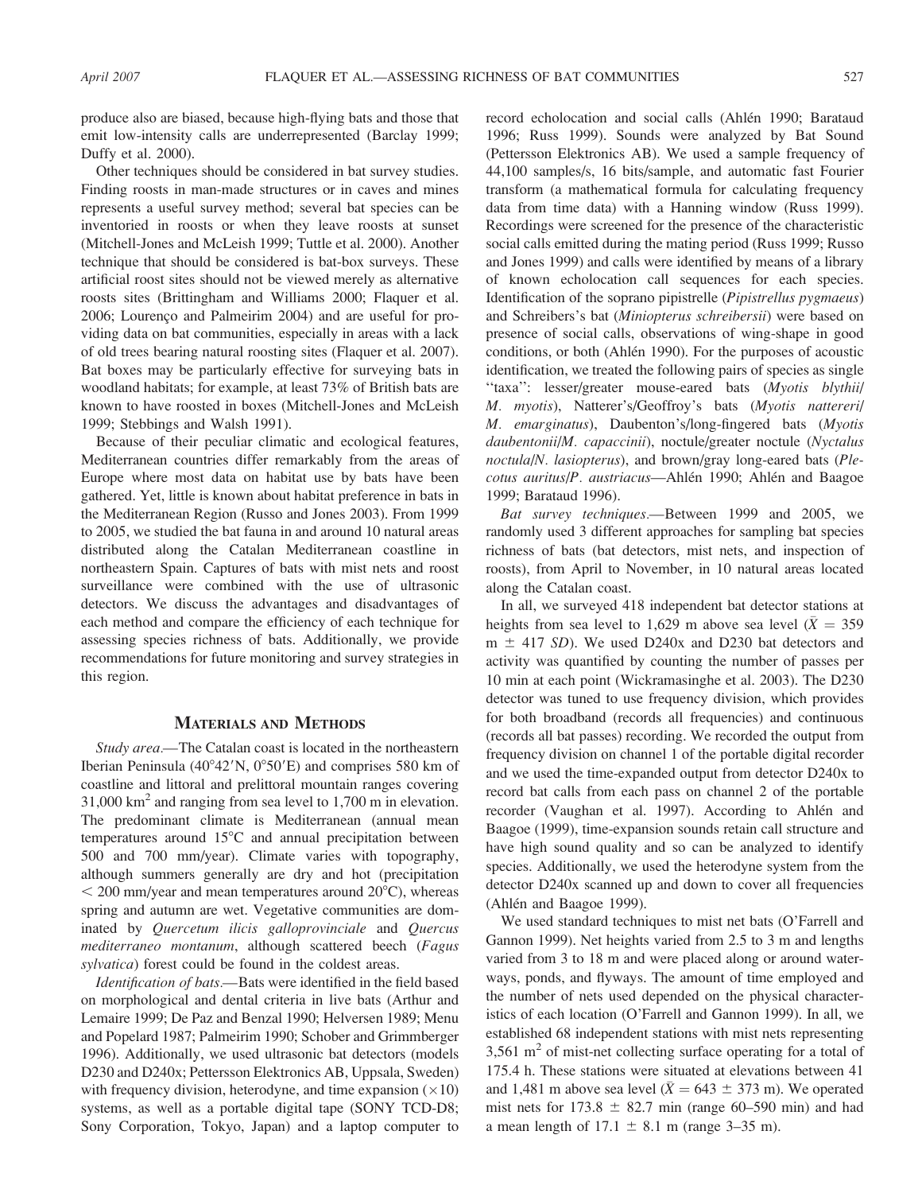produce also are biased, because high-flying bats and those that emit low-intensity calls are underrepresented (Barclay 1999; Duffy et al. 2000).

Other techniques should be considered in bat survey studies. Finding roosts in man-made structures or in caves and mines represents a useful survey method; several bat species can be inventoried in roosts or when they leave roosts at sunset (Mitchell-Jones and McLeish 1999; Tuttle et al. 2000). Another technique that should be considered is bat-box surveys. These artificial roost sites should not be viewed merely as alternative roosts sites (Brittingham and Williams 2000; Flaquer et al. 2006; Lourenço and Palmeirim 2004) and are useful for providing data on bat communities, especially in areas with a lack of old trees bearing natural roosting sites (Flaquer et al. 2007). Bat boxes may be particularly effective for surveying bats in woodland habitats; for example, at least 73% of British bats are known to have roosted in boxes (Mitchell-Jones and McLeish 1999; Stebbings and Walsh 1991).

Because of their peculiar climatic and ecological features, Mediterranean countries differ remarkably from the areas of Europe where most data on habitat use by bats have been gathered. Yet, little is known about habitat preference in bats in the Mediterranean Region (Russo and Jones 2003). From 1999 to 2005, we studied the bat fauna in and around 10 natural areas distributed along the Catalan Mediterranean coastline in northeastern Spain. Captures of bats with mist nets and roost surveillance were combined with the use of ultrasonic detectors. We discuss the advantages and disadvantages of each method and compare the efficiency of each technique for assessing species richness of bats. Additionally, we provide recommendations for future monitoring and survey strategies in this region.

## Materials and Methods

*Study area*.—The Catalan coast is located in the northeastern Iberian Peninsula (40°42′N, 0°50′E) and comprises 580 km of coastline and littoral and prelittoral mountain ranges covering 31,000 km$^2$ and ranging from sea level to 1,700 m in elevation. The predominant climate is Mediterranean (annual mean temperatures around 15°C and annual precipitation between 500 and 700 mm/year). Climate varies with topography, although summers generally are dry and hot (precipitation $<$ 200 mm/year and mean temperatures around 20°C), whereas spring and autumn are wet. Vegetative communities are dominated by *Quercetum ilicis galloprovinciale* and *Quercus mediterraneo montanum*, although scattered beech (*Fagus sylvatica*) forest could be found in the coldest areas.

*Identification of bats*.—Bats were identified in the field based on morphological and dental criteria in live bats (Arthur and Lemaire 1999; De Paz and Benzal 1990; Helversen 1989; Menu and Popelard 1987; Palmeirim 1990; Schober and Grimmberger 1996). Additionally, we used ultrasonic bat detectors (models D230 and D240x; Pettersson Elektronics AB, Uppsala, Sweden) with frequency division, heterodyne, and time expansion ($\times$10) systems, as well as a portable digital tape (SONY TCD-D8; Sony Corporation, Tokyo, Japan) and a laptop computer to record echolocation and social calls (Ahlén 1990; Barataud 1996; Russ 1999). Sounds were analyzed by Bat Sound (Pettersson Elektronics AB). We used a sample frequency of 44,100 samples/s, 16 bits/sample, and automatic fast Fourier transform (a mathematical formula for calculating frequency data from time data) with a Hanning window (Russ 1999). Recordings were screened for the presence of the characteristic social calls emitted during the mating period (Russ 1999; Russo and Jones 1999) and calls were identified by means of a library of known echolocation call sequences for each species. Identification of the soprano pipistrelle (*Pipistrellus pygmaeus*) and Schreibers's bat (*Miniopterus schreibersii*) were based on presence of social calls, observations of wing-shape in good conditions, or both (Ahlén 1990). For the purposes of acoustic identification, we treated the following pairs of species as single "taxa": lesser/greater mouse-eared bats (*Myotis blythii*/*M. myotis*), Natterer's/Geoffroy's bats (*Myotis nattereri*/*M. emarginatus*), Daubenton's/long-fingered bats (*Myotis daubentonii*/*M. capaccinii*), noctule/greater noctule (*Nyctalus noctula*/*N. lasiopterus*), and brown/gray long-eared bats (*Plecotus auritus*/*P. austriacus*—Ahlén 1990; Ahlén and Baagoe 1999; Barataud 1996).

*Bat survey techniques*.—Between 1999 and 2005, we randomly used 3 different approaches for sampling bat species richness of bats (bat detectors, mist nets, and inspection of roosts), from April to November, in 10 natural areas located along the Catalan coast.

In all, we surveyed 418 independent bat detector stations at heights from sea level to 1,629 m above sea level ($\bar{X}$ = 359 m $\pm$ 417 *SD*). We used D240x and D230 bat detectors and activity was quantified by counting the number of passes per 10 min at each point (Wickramasinghe et al. 2003). The D230 detector was tuned to use frequency division, which provides for both broadband (records all frequencies) and continuous (records all bat passes) recording. We recorded the output from frequency division on channel 1 of the portable digital recorder and we used the time-expanded output from detector D240x to record bat calls from each pass on channel 2 of the portable recorder (Vaughan et al. 1997). According to Ahlén and Baagoe (1999), time-expansion sounds retain call structure and have high sound quality and so can be analyzed to identify species. Additionally, we used the heterodyne system from the detector D240x scanned up and down to cover all frequencies (Ahlén and Baagoe 1999).

We used standard techniques to mist net bats (O'Farrell and Gannon 1999). Net heights varied from 2.5 to 3 m and lengths varied from 3 to 18 m and were placed along or around waterways, ponds, and flyways. The amount of time employed and the number of nets used depended on the physical characteristics of each location (O'Farrell and Gannon 1999). In all, we established 68 independent stations with mist nets representing 3,561 m$^2$ of mist-net collecting surface operating for a total of 175.4 h. These stations were situated at elevations between 41 and 1,481 m above sea level ($\bar{X}$ = 643 $\pm$ 373 m). We operated mist nets for 173.8 $\pm$ 82.7 min (range 60–590 min) and had a mean length of 17.1 $\pm$ 8.1 m (range 3–35 m).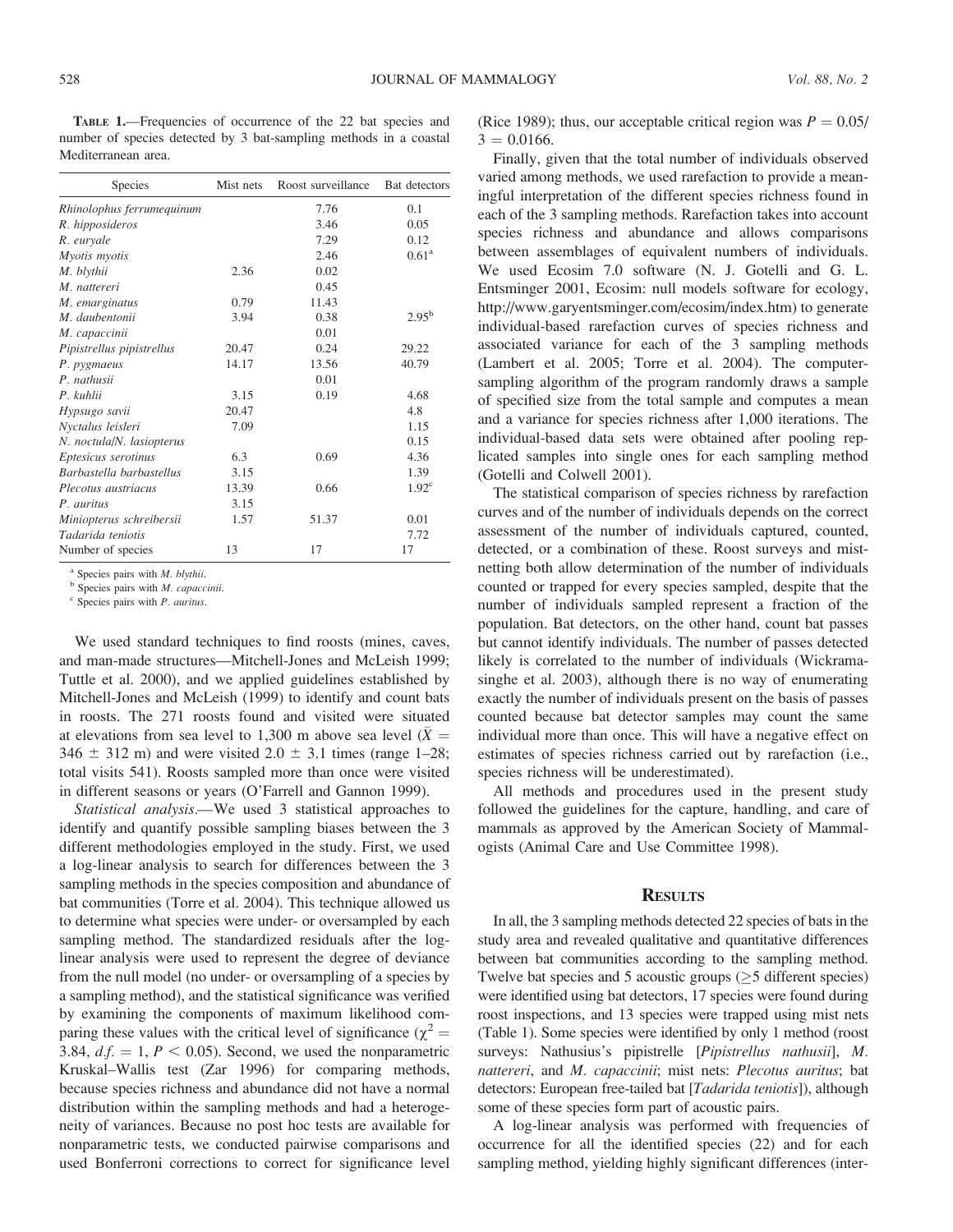**TABLE 1.**—Frequencies of occurrence of the 22 bat species and number of species detected by 3 bat-sampling methods in a coastal Mediterranean area.

| Species | Mist nets | Roost surveillance | Bat detectors |
|---|---|---|---|
| *Rhinolophus ferrumequinum* | | 7.76 | 0.1 |
| *R. hipposideros* | | 3.46 | 0.05 |
| *R. euryale* | | 7.29 | 0.12 |
| *Myotis myotis* | | 2.46 | 0.61[a] |
| *M. blythii* | 2.36 | 0.02 | |
| *M. nattereri* | | 0.45 | |
| *M. emarginatus* | 0.79 | 11.43 | |
| *M. daubentonii* | 3.94 | 0.38 | 2.95[b] |
| *M. capaccinii* | | 0.01 | |
| *Pipistrellus pipistrellus* | 20.47 | 0.24 | 29.22 |
| *P. pygmaeus* | 14.17 | 13.56 | 40.79 |
| *P. nathusii* | | 0.01 | |
| *P. kuhlii* | 3.15 | 0.19 | 4.68 |
| *Hypsugo savii* | 20.47 | | 4.8 |
| *Nyctalus leisleri* | 7.09 | | 1.15 |
| *N. noctula/N. lasiopterus* | | | 0.15 |
| *Eptesicus serotinus* | 6.3 | 0.69 | 4.36 |
| *Barbastella barbastellus* | 3.15 | | 1.39 |
| *Plecotus austriacus* | 13.39 | 0.66 | 1.92[c] |
| *P. auritus* | 3.15 | | |
| *Miniopterus schreibersii* | 1.57 | 51.37 | 0.01 |
| *Tadarida teniotis* | | | 7.72 |
| Number of species | 13 | 17 | 17 |

[a] Species pairs with *M. blythii*.
[b] Species pairs with *M. capaccinii*.
[c] Species pairs with *P. auritus*.

We used standard techniques to find roosts (mines, caves, and man-made structures—Mitchell-Jones and McLeish 1999; Tuttle et al. 2000), and we applied guidelines established by Mitchell-Jones and McLeish (1999) to identify and count bats in roosts. The 271 roosts found and visited were situated at elevations from sea level to 1,300 m above sea level ($\bar{X}$ = 346 ± 312 m) and were visited 2.0 ± 3.1 times (range 1–28; total visits 541). Roosts sampled more than once were visited in different seasons or years (O'Farrell and Gannon 1999).

*Statistical analysis.*—We used 3 statistical approaches to identify and quantify possible sampling biases between the 3 different methodologies employed in the study. First, we used a log-linear analysis to search for differences between the 3 sampling methods in the species composition and abundance of bat communities (Torre et al. 2004). This technique allowed us to determine what species were under- or oversampled by each sampling method. The standardized residuals after the log-linear analysis were used to represent the degree of deviance from the null model (no under- or oversampling of a species by a sampling method), and the statistical significance was verified by examining the components of maximum likelihood comparing these values with the critical level of significance ($\chi^2$ = 3.84, *d.f.* = 1, $P < 0.05$). Second, we used the nonparametric Kruskal–Wallis test (Zar 1996) for comparing methods, because species richness and abundance did not have a normal distribution within the sampling methods and had a heterogeneity of variances. Because no post hoc tests are available for nonparametric tests, we conducted pairwise comparisons and used Bonferroni corrections to correct for significance level (Rice 1989); thus, our acceptable critical region was $P = 0.05/3 = 0.0166$.

Finally, given that the total number of individuals observed varied among methods, we used rarefaction to provide a meaningful interpretation of the different species richness found in each of the 3 sampling methods. Rarefaction takes into account species richness and abundance and allows comparisons between assemblages of equivalent numbers of individuals. We used Ecosim 7.0 software (N. J. Gotelli and G. L. Entsminger 2001, Ecosim: null models software for ecology, http://www.garyentsminger.com/ecosim/index.htm) to generate individual-based rarefaction curves of species richness and associated variance for each of the 3 sampling methods (Lambert et al. 2005; Torre et al. 2004). The computer-sampling algorithm of the program randomly draws a sample of specified size from the total sample and computes a mean and a variance for species richness after 1,000 iterations. The individual-based data sets were obtained after pooling replicated samples into single ones for each sampling method (Gotelli and Colwell 2001).

The statistical comparison of species richness by rarefaction curves and of the number of individuals depends on the correct assessment of the number of individuals captured, counted, detected, or a combination of these. Roost surveys and mist-netting both allow determination of the number of individuals counted or trapped for every species sampled, despite that the number of individuals sampled represent a fraction of the population. Bat detectors, on the other hand, count bat passes but cannot identify individuals. The number of passes detected likely is correlated to the number of individuals (Wickramasinghe et al. 2003), although there is no way of enumerating exactly the number of individuals present on the basis of passes counted because bat detector samples may count the same individual more than once. This will have a negative effect on estimates of species richness carried out by rarefaction (i.e., species richness will be underestimated).

All methods and procedures used in the present study followed the guidelines for the capture, handling, and care of mammals as approved by the American Society of Mammalogists (Animal Care and Use Committee 1998).

## RESULTS

In all, the 3 sampling methods detected 22 species of bats in the study area and revealed qualitative and quantitative differences between bat communities according to the sampling method. Twelve bat species and 5 acoustic groups (≥5 different species) were identified using bat detectors, 17 species were found during roost inspections, and 13 species were trapped using mist nets (Table 1). Some species were identified by only 1 method (roost surveys: Nathusius's pipistrelle [*Pipistrellus nathusii*], *M. nattereri*, and *M. capaccinii*; mist nets: *Plecotus auritus*; bat detectors: European free-tailed bat [*Tadarida teniotis*]), although some of these species form part of acoustic pairs.

A log-linear analysis was performed with frequencies of occurrence for all the identified species (22) and for each sampling method, yielding highly significant differences (inter-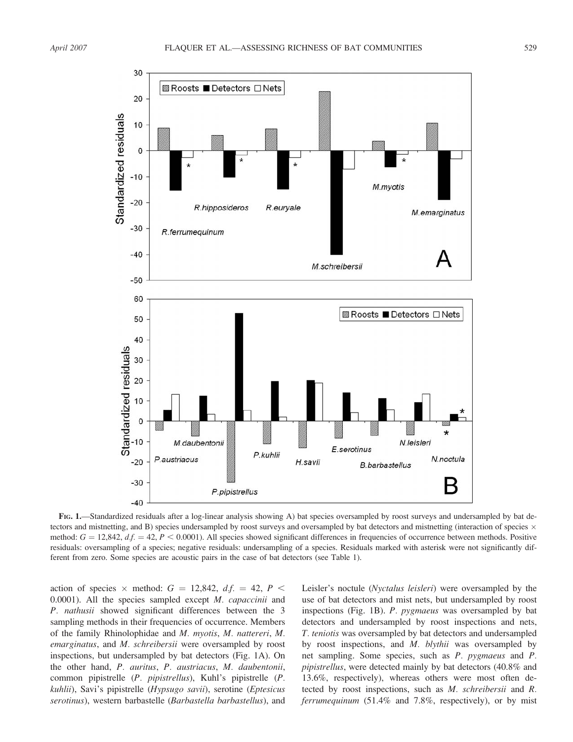30

Roosts ■ Detectors □ Nets

20

10

0

-10

-20

-30

-40

-50

Standardized residuals

R.ferrumequinum

R.hipposideros

R.euryale

M.schreibersii

M.myotis

M.emarginatus

A

60

Roosts ■ Detectors □ Nets

50

40

30

20

10

0

-10

-20

-30

-40

Standardized residuals

P.austriacus

M.daubentonii

P.pipistrellus

P.kuhlii

H.savii

E.serotinus

B.barbastellus

N.leisleri

N.noctula

B

**FIG. 1.**—Standardized residuals after a log-linear analysis showing A) bat species oversampled by roost surveys and undersampled by bat detectors and mistnetting, and B) species undersampled by roost surveys and oversampled by bat detectors and mistnetting (interaction of species × method: $G = 12{,}842$, $d.f. = 42$, $P < 0.0001$). All species showed significant differences in frequencies of occurrence between methods. Positive residuals: oversampling of a species; negative residuals: undersampling of a species. Residuals marked with asterisk were not significantly different from zero. Some species are acoustic pairs in the case of bat detectors (see Table 1).

action of species × method: $G = 12{,}842$, $d.f. = 42$, $P < 0.0001$). All the species sampled except *M. capaccinii* and *P. nathusii* showed significant differences between the 3 sampling methods in their frequencies of occurrence. Members of the family Rhinolophidae and *M. myotis*, *M. nattereri*, *M. emarginatus*, and *M. schreibersii* were oversampled by roost inspections, but undersampled by bat detectors (Fig. 1A). On the other hand, *P. auritus*, *P. austriacus*, *M. daubentonii*, common pipistrelle (*P. pipistrellus*), Kuhl's pipistrelle (*P. kuhlii*), Savi's pipistrelle (*Hypsugo savii*), serotine (*Eptesicus serotinus*), western barbastelle (*Barbastella barbastellus*), and Leisler's noctule (*Nyctalus leisleri*) were oversampled by the use of bat detectors and mist nets, but undersampled by roost inspections (Fig. 1B). *P. pygmaeus* was oversampled by bat detectors and undersampled by roost inspections and nets, *T. teniotis* was oversampled by bat detectors and undersampled by roost inspections, and *M. blythii* was oversampled by net sampling. Some species, such as *P. pygmaeus* and *P. pipistrellus*, were detected mainly by bat detectors (40.8% and 13.6%, respectively), whereas others were most often detected by roost inspections, such as *M. schreibersii* and *R. ferrumequinum* (51.4% and 7.8%, respectively), or by mist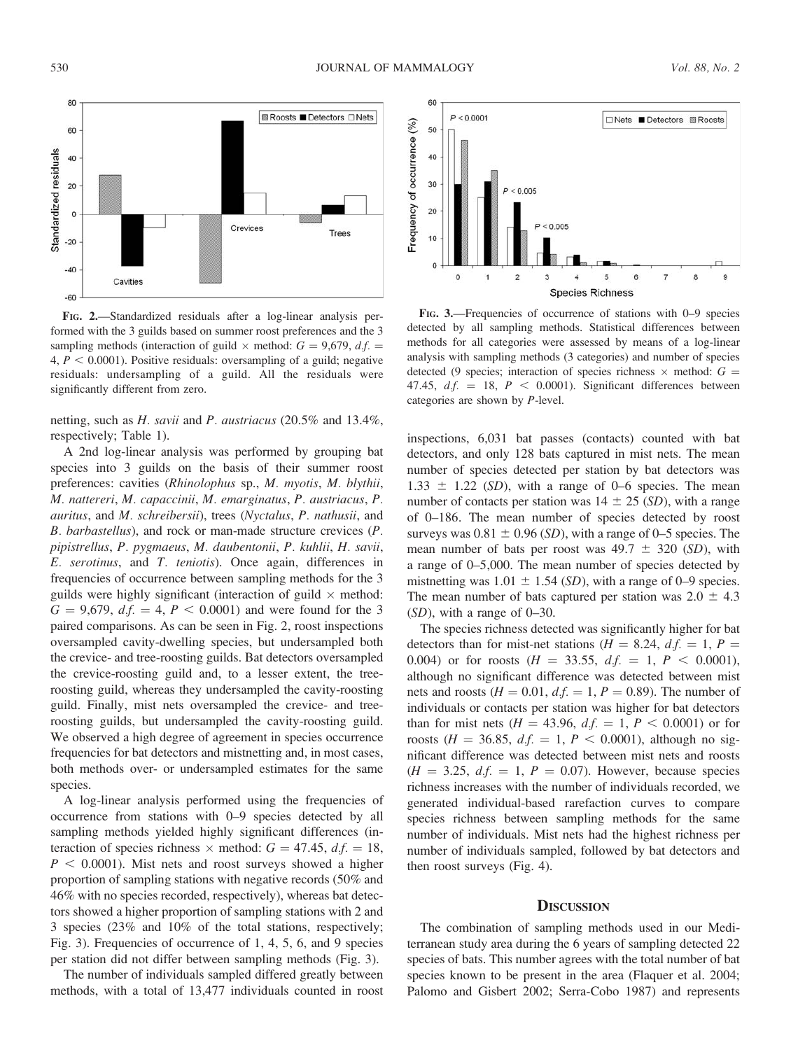FIG. 2.—Standardized residuals after a log-linear analysis performed with the 3 guilds based on summer roost preferences and the 3 sampling methods (interaction of guild × method: $G = 9{,}679$, $d.f. = 4$, $P < 0.0001$). Positive residuals: oversampling of a guild; negative residuals: undersampling of a guild. All the residuals were significantly different from zero.

FIG. 3.—Frequencies of occurrence of stations with 0–9 species detected by all sampling methods. Statistical differences between methods for all categories were assessed by means of a log-linear analysis with sampling methods (3 categories) and number of species detected (9 species; interaction of species richness × method: $G = 47.45$, $d.f. = 18$, $P < 0.0001$). Significant differences between categories are shown by $P$-level.

netting, such as *H. savii* and *P. austriacus* (20.5% and 13.4%, respectively; Table 1).

A 2nd log-linear analysis was performed by grouping bat species into 3 guilds on the basis of their summer roost preferences: cavities (*Rhinolophus* sp., *M. myotis*, *M. blythii*, *M. nattereri*, *M. capaccinii*, *M. emarginatus*, *P. austriacus*, *P. auritus*, and *M. schreibersii*), trees (*Nyctalus*, *P. nathusii*, and *B. barbastellus*), and rock or man-made structure crevices (*P. pipistrellus*, *P. pygmaeus*, *M. daubentonii*, *P. kuhlii*, *H. savii*, *E. serotinus*, and *T. teniotis*). Once again, differences in frequencies of occurrence between sampling methods for the 3 guilds were highly significant (interaction of guild × method: $G = 9{,}679$, $d.f. = 4$, $P < 0.0001$) and were found for the 3 paired comparisons. As can be seen in Fig. 2, roost inspections oversampled cavity-dwelling species, but undersampled both the crevice- and tree-roosting guilds. Bat detectors oversampled the crevice-roosting guild and, to a lesser extent, the tree-roosting guild, whereas they undersampled the cavity-roosting guild. Finally, mist nets oversampled the crevice- and tree-roosting guilds, but undersampled the cavity-roosting guild. We observed a high degree of agreement in species occurrence frequencies for bat detectors and mistnetting and, in most cases, both methods over- or undersampled estimates for the same species.

A log-linear analysis performed using the frequencies of occurrence from stations with 0–9 species detected by all sampling methods yielded highly significant differences (interaction of species richness × method: $G = 47.45$, $d.f. = 18$, $P < 0.0001$). Mist nets and roost surveys showed a higher proportion of sampling stations with negative records (50% and 46% with no species recorded, respectively), whereas bat detectors showed a higher proportion of sampling stations with 2 and 3 species (23% and 10% of the total stations, respectively; Fig. 3). Frequencies of occurrence of 1, 4, 5, 6, and 9 species per station did not differ between sampling methods (Fig. 3).

The number of individuals sampled differed greatly between methods, with a total of 13,477 individuals counted in roost inspections, 6,031 bat passes (contacts) counted with bat detectors, and only 128 bats captured in mist nets. The mean number of species detected per station by bat detectors was $1.33 \pm 1.22$ ($SD$), with a range of 0–6 species. The mean number of contacts per station was $14 \pm 25$ ($SD$), with a range of 0–186. The mean number of species detected by roost surveys was $0.81 \pm 0.96$ ($SD$), with a range of 0–5 species. The mean number of bats per roost was $49.7 \pm 320$ ($SD$), with a range of 0–5,000. The mean number of species detected by mistnetting was $1.01 \pm 1.54$ ($SD$), with a range of 0–9 species. The mean number of bats captured per station was $2.0 \pm 4.3$ ($SD$), with a range of 0–30.

The species richness detected was significantly higher for bat detectors than for mist-net stations ($H = 8.24$, $d.f. = 1$, $P = 0.004$) or for roosts ($H = 33.55$, $d.f. = 1$, $P < 0.0001$), although no significant difference was detected between mist nets and roosts ($H = 0.01$, $d.f. = 1$, $P = 0.89$). The number of individuals or contacts per station was higher for bat detectors than for mist nets ($H = 43.96$, $d.f. = 1$, $P < 0.0001$) or for roosts ($H = 36.85$, $d.f. = 1$, $P < 0.0001$), although no significant difference was detected between mist nets and roosts ($H = 3.25$, $d.f. = 1$, $P = 0.07$). However, because species richness increases with the number of individuals recorded, we generated individual-based rarefaction curves to compare species richness between sampling methods for the same number of individuals. Mist nets had the highest richness per number of individuals sampled, followed by bat detectors and then roost surveys (Fig. 4).

## DISCUSSION

The combination of sampling methods used in our Mediterranean study area during the 6 years of sampling detected 22 species of bats. This number agrees with the total number of bat species known to be present in the area (Flaquer et al. 2004; Palomo and Gisbert 2002; Serra-Cobo 1987) and represents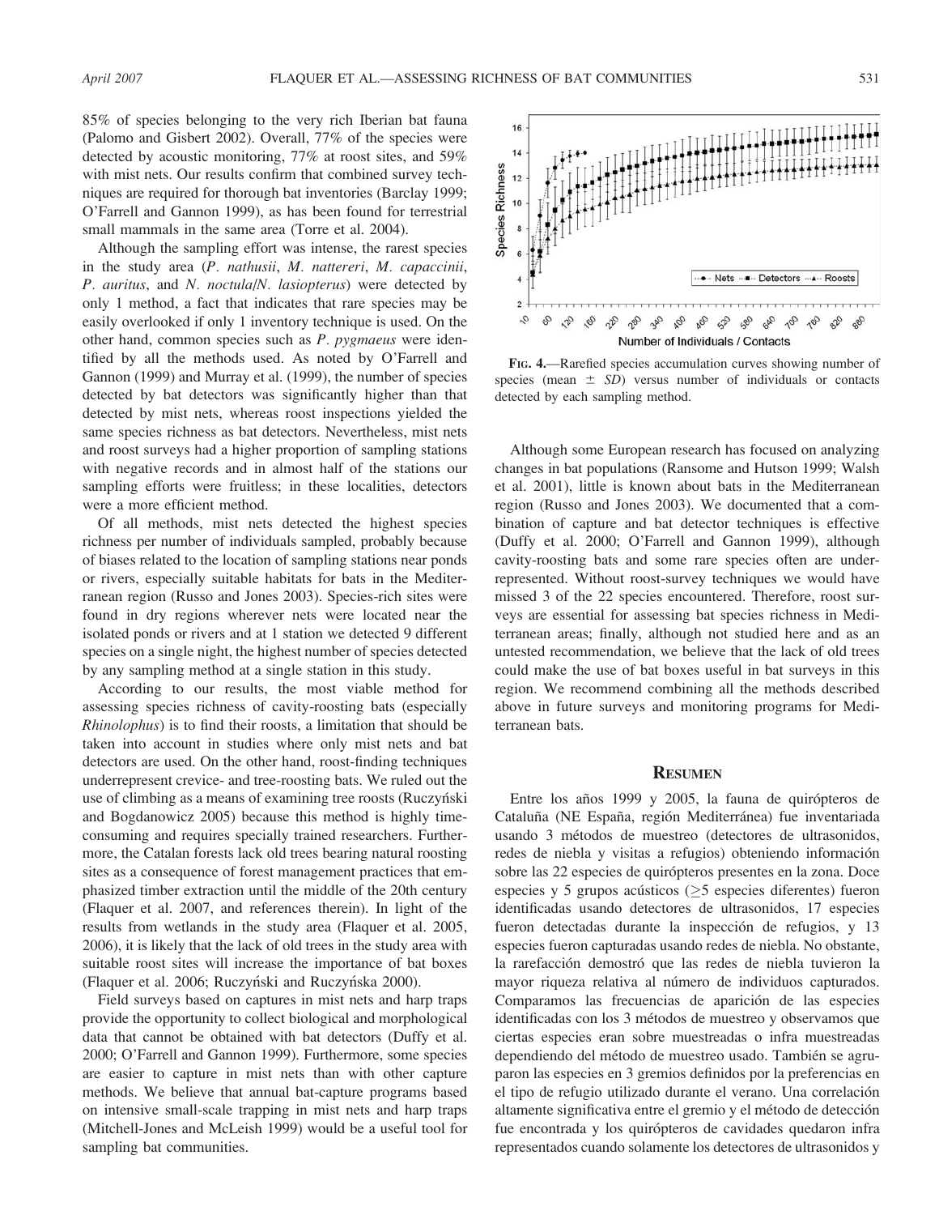85% of species belonging to the very rich Iberian bat fauna (Palomo and Gisbert 2002). Overall, 77% of the species were detected by acoustic monitoring, 77% at roost sites, and 59% with mist nets. Our results confirm that combined survey techniques are required for thorough bat inventories (Barclay 1999; O'Farrell and Gannon 1999), as has been found for terrestrial small mammals in the same area (Torre et al. 2004).

Although the sampling effort was intense, the rarest species in the study area (*P. nathusii*, *M. nattereri*, *M. capaccinii*, *P. auritus*, and *N. noctula*/*N. lasiopterus*) were detected by only 1 method, a fact that indicates that rare species may be easily overlooked if only 1 inventory technique is used. On the other hand, common species such as *P. pygmaeus* were identified by all the methods used. As noted by O'Farrell and Gannon (1999) and Murray et al. (1999), the number of species detected by bat detectors was significantly higher than that detected by mist nets, whereas roost inspections yielded the same species richness as bat detectors. Nevertheless, mist nets and roost surveys had a higher proportion of sampling stations with negative records and in almost half of the stations our sampling efforts were fruitless; in these localities, detectors were a more efficient method.

Of all methods, mist nets detected the highest species richness per number of individuals sampled, probably because of biases related to the location of sampling stations near ponds or rivers, especially suitable habitats for bats in the Mediterranean region (Russo and Jones 2003). Species-rich sites were found in dry regions wherever nets were located near the isolated ponds or rivers and at 1 station we detected 9 different species on a single night, the highest number of species detected by any sampling method at a single station in this study.

According to our results, the most viable method for assessing species richness of cavity-roosting bats (especially *Rhinolophus*) is to find their roosts, a limitation that should be taken into account in studies where only mist nets and bat detectors are used. On the other hand, roost-finding techniques underrepresent crevice- and tree-roosting bats. We ruled out the use of climbing as a means of examining tree roosts (Ruczyński and Bogdanowicz 2005) because this method is highly time-consuming and requires specially trained researchers. Furthermore, the Catalan forests lack old trees bearing natural roosting sites as a consequence of forest management practices that emphasized timber extraction until the middle of the 20th century (Flaquer et al. 2007, and references therein). In light of the results from wetlands in the study area (Flaquer et al. 2005, 2006), it is likely that the lack of old trees in the study area with suitable roost sites will increase the importance of bat boxes (Flaquer et al. 2006; Ruczyński and Ruczyńska 2000).

Field surveys based on captures in mist nets and harp traps provide the opportunity to collect biological and morphological data that cannot be obtained with bat detectors (Duffy et al. 2000; O'Farrell and Gannon 1999). Furthermore, some species are easier to capture in mist nets than with other capture methods. We believe that annual bat-capture programs based on intensive small-scale trapping in mist nets and harp traps (Mitchell-Jones and McLeish 1999) would be a useful tool for sampling bat communities.

Species Richness

Number of Individuals / Contacts

Nets · Detectors · Roosts

**Fig. 4.**—Rarefied species accumulation curves showing number of species (mean ± *SD*) versus number of individuals or contacts detected by each sampling method.

Although some European research has focused on analyzing changes in bat populations (Ransome and Hutson 1999; Walsh et al. 2001), little is known about bats in the Mediterranean region (Russo and Jones 2003). We documented that a combination of capture and bat detector techniques is effective (Duffy et al. 2000; O'Farrell and Gannon 1999), although cavity-roosting bats and some rare species often are underrepresented. Without roost-survey techniques we would have missed 3 of the 22 species encountered. Therefore, roost surveys are essential for assessing bat species richness in Mediterranean areas; finally, although not studied here and as an untested recommendation, we believe that the lack of old trees could make the use of bat boxes useful in bat surveys in this region. We recommend combining all the methods described above in future surveys and monitoring programs for Mediterranean bats.

## Resumen

Entre los años 1999 y 2005, la fauna de quirópteros de Cataluña (NE España, región Mediterránea) fue inventariada usando 3 métodos de muestreo (detectores de ultrasonidos, redes de niebla y visitas a refugios) obteniendo información sobre las 22 especies de quirópteros presentes en la zona. Doce especies y 5 grupos acústicos (≥5 especies diferentes) fueron identificadas usando detectores de ultrasonidos, 17 especies fueron detectadas durante la inspección de refugios, y 13 especies fueron capturadas usando redes de niebla. No obstante, la rarefacción demostró que las redes de niebla tuvieron la mayor riqueza relativa al número de individuos capturados. Comparamos las frecuencias de aparición de las especies identificadas con los 3 métodos de muestreo y observamos que ciertas especies eran sobre muestreadas o infra muestreadas dependiendo del método de muestreo usado. También se agruparon las especies en 3 gremios definidos por la preferencias en el tipo de refugio utilizado durante el verano. Una correlación altamente significativa entre el gremio y el método de detección fue encontrada y los quirópteros de cavidades quedaron infra representados cuando solamente los detectores de ultrasonidos y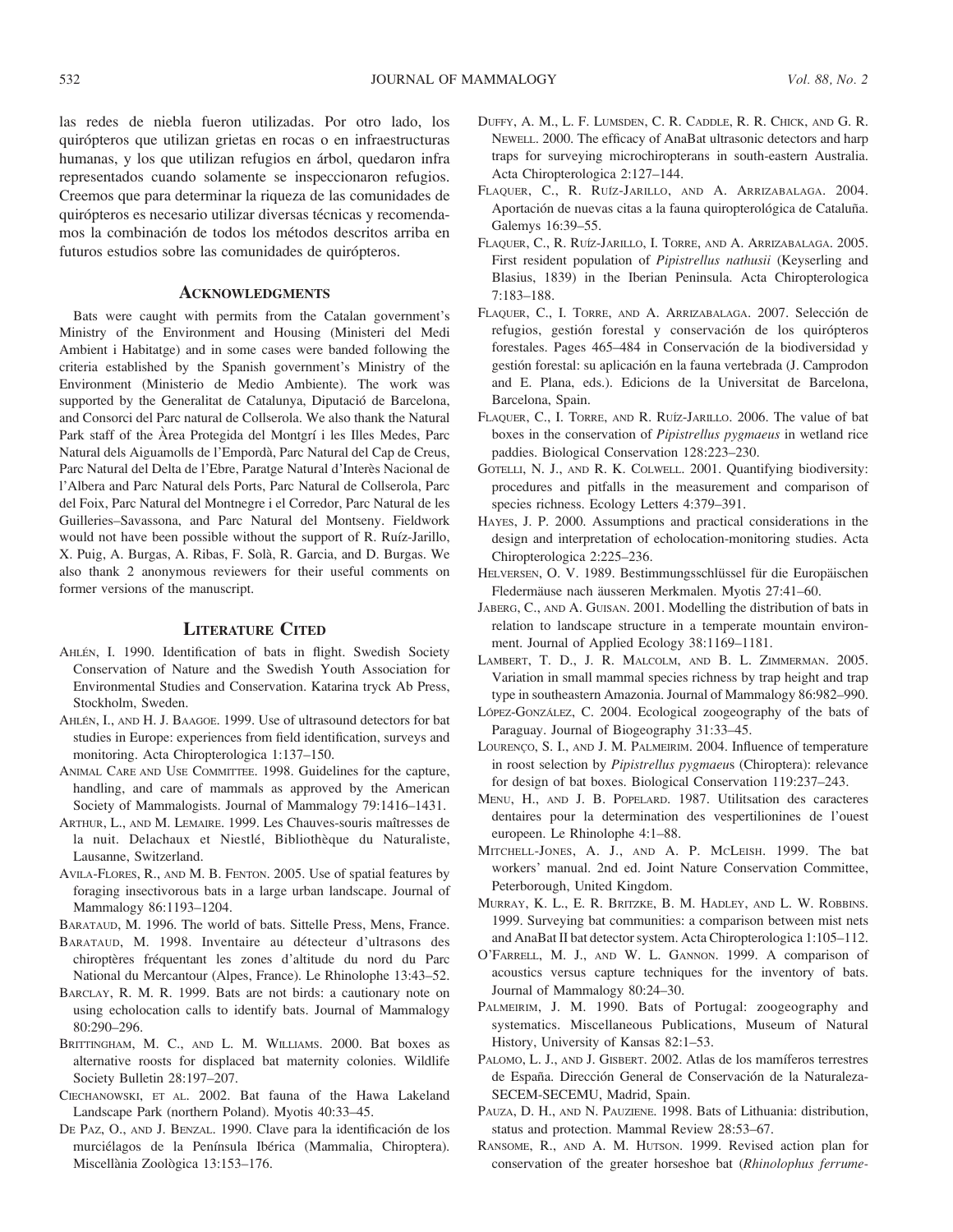las redes de niebla fueron utilizadas. Por otro lado, los quirópteros que utilizan grietas en rocas o en infraestructuras humanas, y los que utilizan refugios en árbol, quedaron infra representados cuando solamente se inspeccionaron refugios. Creemos que para determinar la riqueza de las comunidades de quirópteros es necesario utilizar diversas técnicas y recomendamos la combinación de todos los métodos descritos arriba en futuros estudios sobre las comunidades de quirópteros.

## Acknowledgments

Bats were caught with permits from the Catalan government's Ministry of the Environment and Housing (Ministeri del Medi Ambient i Habitatge) and in some cases were banded following the criteria established by the Spanish government's Ministry of the Environment (Ministerio de Medio Ambiente). The work was supported by the Generalitat de Catalunya, Diputació de Barcelona, and Consorci del Parc natural de Collserola. We also thank the Natural Park staff of the Àrea Protegida del Montgrí i les Illes Medes, Parc Natural dels Aiguamolls de l'Empordà, Parc Natural del Cap de Creus, Parc Natural del Delta de l'Ebre, Paratge Natural d'Interès Nacional de l'Albera and Parc Natural dels Ports, Parc Natural de Collserola, Parc del Foix, Parc Natural del Montnegre i el Corredor, Parc Natural de les Guilleries–Savassona, and Parc Natural del Montseny. Fieldwork would not have been possible without the support of R. Ruíz-Jarillo, X. Puig, A. Burgas, A. Ribas, F. Solà, R. Garcia, and D. Burgas. We also thank 2 anonymous reviewers for their useful comments on former versions of the manuscript.

## Literature Cited

Ahlén, I. 1990. Identification of bats in flight. Swedish Society Conservation of Nature and the Swedish Youth Association for Environmental Studies and Conservation. Katarina tryck Ab Press, Stockholm, Sweden.

Ahlén, I., and H. J. Baagoe. 1999. Use of ultrasound detectors for bat studies in Europe: experiences from field identification, surveys and monitoring. Acta Chiropterologica 1:137–150.

Animal Care and Use Committee. 1998. Guidelines for the capture, handling, and care of mammals as approved by the American Society of Mammalogists. Journal of Mammalogy 79:1416–1431.

Arthur, L., and M. Lemaire. 1999. Les Chauves-souris maîtresses de la nuit. Delachaux et Niestlé, Bibliothèque du Naturaliste, Lausanne, Switzerland.

Avila-Flores, R., and M. B. Fenton. 2005. Use of spatial features by foraging insectivorous bats in a large urban landscape. Journal of Mammalogy 86:1193–1204.

Barataud, M. 1996. The world of bats. Sittelle Press, Mens, France.

Barataud, M. 1998. Inventaire au détecteur d'ultrasons des chiroptères fréquentant les zones d'altitude du nord du Parc National du Mercantour (Alpes, France). Le Rhinolophe 13:43–52.

Barclay, R. M. R. 1999. Bats are not birds: a cautionary note on using echolocation calls to identify bats. Journal of Mammalogy 80:290–296.

Brittingham, M. C., and L. M. Williams. 2000. Bat boxes as alternative roosts for displaced bat maternity colonies. Wildlife Society Bulletin 28:197–207.

Ciechanowski, et al. 2002. Bat fauna of the Hawa Lakeland Landscape Park (northern Poland). Myotis 40:33–45.

De Paz, O., and J. Benzal. 1990. Clave para la identificación de los murciélagos de la Península Ibérica (Mammalia, Chiroptera). Miscel·lània Zoològica 13:153–176.

Duffy, A. M., L. F. Lumsden, C. R. Caddle, R. R. Chick, and G. R. Newell. 2000. The efficacy of AnaBat ultrasonic detectors and harp traps for surveying microchiropterans in south-eastern Australia. Acta Chiropterologica 2:127–144.

Flaquer, C., R. Ruíz-Jarillo, and A. Arrizabalaga. 2004. Aportación de nuevas citas a la fauna quiropterológica de Cataluña. Galemys 16:39–55.

Flaquer, C., R. Ruíz-Jarillo, I. Torre, and A. Arrizabalaga. 2005. First resident population of *Pipistrellus nathusii* (Keyserling and Blasius, 1839) in the Iberian Peninsula. Acta Chiropterologica 7:183–188.

Flaquer, C., I. Torre, and A. Arrizabalaga. 2007. Selección de refugios, gestión forestal y conservación de los quirópteros forestales. Pages 465–484 in Conservación de la biodiversidad y gestión forestal: su aplicación en la fauna vertebrada (J. Camprodon and E. Plana, eds.). Edicions de la Universitat de Barcelona, Barcelona, Spain.

Flaquer, C., I. Torre, and R. Ruíz-Jarillo. 2006. The value of bat boxes in the conservation of *Pipistrellus pygmaeus* in wetland rice paddies. Biological Conservation 128:223–230.

Gotelli, N. J., and R. K. Colwell. 2001. Quantifying biodiversity: procedures and pitfalls in the measurement and comparison of species richness. Ecology Letters 4:379–391.

Hayes, J. P. 2000. Assumptions and practical considerations in the design and interpretation of echolocation-monitoring studies. Acta Chiropterologica 2:225–236.

Helversen, O. V. 1989. Bestimmungsschlüssel für die Europäischen Fledermäuse nach äusseren Merkmalen. Myotis 27:41–60.

Jaberg, C., and A. Guisan. 2001. Modelling the distribution of bats in relation to landscape structure in a temperate mountain environment. Journal of Applied Ecology 38:1169–1181.

Lambert, T. D., J. R. Malcolm, and B. L. Zimmerman. 2005. Variation in small mammal species richness by trap height and trap type in southeastern Amazonia. Journal of Mammalogy 86:982–990.

López-González, C. 2004. Ecological zoogeography of the bats of Paraguay. Journal of Biogeography 31:33–45.

Lourenço, S. I., and J. M. Palmeirim. 2004. Influence of temperature in roost selection by *Pipistrellus pygmaeu*s (Chiroptera): relevance for design of bat boxes. Biological Conservation 119:237–243.

Menu, H., and J. B. Popelard. 1987. Utilitsation des caracteres dentaires pour la determination des vespertilionines de l'ouest europeen. Le Rhinolophe 4:1–88.

Mitchell-Jones, A. J., and A. P. McLeish. 1999. The bat workers' manual. 2nd ed. Joint Nature Conservation Committee, Peterborough, United Kingdom.

Murray, K. L., E. R. Britzke, B. M. Hadley, and L. W. Robbins. 1999. Surveying bat communities: a comparison between mist nets and AnaBat II bat detector system. Acta Chiropterologica 1:105–112.

O'Farrell, M. J., and W. L. Gannon. 1999. A comparison of acoustics versus capture techniques for the inventory of bats. Journal of Mammalogy 80:24–30.

Palmeirim, J. M. 1990. Bats of Portugal: zoogeography and systematics. Miscellaneous Publications, Museum of Natural History, University of Kansas 82:1–53.

Palomo, L. J., and J. Gisbert. 2002. Atlas de los mamíferos terrestres de España. Dirección General de Conservación de la Naturaleza-SECEM-SECEMU, Madrid, Spain.

Pauza, D. H., and N. Pauziene. 1998. Bats of Lithuania: distribution, status and protection. Mammal Review 28:53–67.

Ransome, R., and A. M. Hutson. 1999. Revised action plan for conservation of the greater horseshoe bat (*Rhinolophus ferrume-*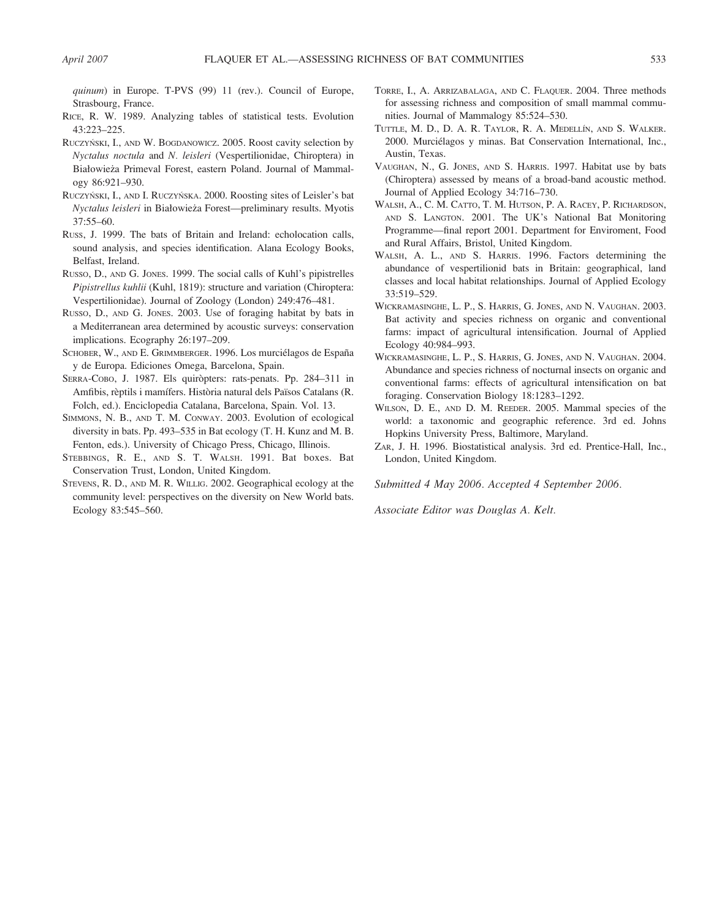*quinum*) in Europe. T-PVS (99) 11 (rev.). Council of Europe, Strasbourg, France.

RICE, R. W. 1989. Analyzing tables of statistical tests. Evolution 43:223–225.

RUCZYŃSKI, I., AND W. BOGDANOWICZ. 2005. Roost cavity selection by *Nyctalus noctula* and *N. leisleri* (Vespertilionidae, Chiroptera) in Białowieża Primeval Forest, eastern Poland. Journal of Mammalogy 86:921–930.

RUCZYŃSKI, I., AND I. RUCZYŃSKA. 2000. Roosting sites of Leisler's bat *Nyctalus leisleri* in Białowieża Forest—preliminary results. Myotis 37:55–60.

RUSS, J. 1999. The bats of Britain and Ireland: echolocation calls, sound analysis, and species identification. Alana Ecology Books, Belfast, Ireland.

RUSSO, D., AND G. JONES. 1999. The social calls of Kuhl's pipistrelles *Pipistrellus kuhlii* (Kuhl, 1819): structure and variation (Chiroptera: Vespertilionidae). Journal of Zoology (London) 249:476–481.

RUSSO, D., AND G. JONES. 2003. Use of foraging habitat by bats in a Mediterranean area determined by acoustic surveys: conservation implications. Ecography 26:197–209.

SCHOBER, W., AND E. GRIMMBERGER. 1996. Los murciélagos de España y de Europa. Ediciones Omega, Barcelona, Spain.

SERRA-COBO, J. 1987. Els quiròpters: rats-penats. Pp. 284–311 in Amfibis, rèptils i mamífers. Història natural dels Països Catalans (R. Folch, ed.). Enciclopedia Catalana, Barcelona, Spain. Vol. 13.

SIMMONS, N. B., AND T. M. CONWAY. 2003. Evolution of ecological diversity in bats. Pp. 493–535 in Bat ecology (T. H. Kunz and M. B. Fenton, eds.). University of Chicago Press, Chicago, Illinois.

STEBBINGS, R. E., AND S. T. WALSH. 1991. Bat boxes. Bat Conservation Trust, London, United Kingdom.

STEVENS, R. D., AND M. R. WILLIG. 2002. Geographical ecology at the community level: perspectives on the diversity on New World bats. Ecology 83:545–560.

TORRE, I., A. ARRIZABALAGA, AND C. FLAQUER. 2004. Three methods for assessing richness and composition of small mammal communities. Journal of Mammalogy 85:524–530.

TUTTLE, M. D., D. A. R. TAYLOR, R. A. MEDELLÍN, AND S. WALKER. 2000. Murciélagos y minas. Bat Conservation International, Inc., Austin, Texas.

VAUGHAN, N., G. JONES, AND S. HARRIS. 1997. Habitat use by bats (Chiroptera) assessed by means of a broad-band acoustic method. Journal of Applied Ecology 34:716–730.

WALSH, A., C. M. CATTO, T. M. HUTSON, P. A. RACEY, P. RICHARDSON, AND S. LANGTON. 2001. The UK's National Bat Monitoring Programme—final report 2001. Department for Enviroment, Food and Rural Affairs, Bristol, United Kingdom.

WALSH, A. L., AND S. HARRIS. 1996. Factors determining the abundance of vespertilionid bats in Britain: geographical, land classes and local habitat relationships. Journal of Applied Ecology 33:519–529.

WICKRAMASINGHE, L. P., S. HARRIS, G. JONES, AND N. VAUGHAN. 2003. Bat activity and species richness on organic and conventional farms: impact of agricultural intensification. Journal of Applied Ecology 40:984–993.

WICKRAMASINGHE, L. P., S. HARRIS, G. JONES, AND N. VAUGHAN. 2004. Abundance and species richness of nocturnal insects on organic and conventional farms: effects of agricultural intensification on bat foraging. Conservation Biology 18:1283–1292.

WILSON, D. E., AND D. M. REEDER. 2005. Mammal species of the world: a taxonomic and geographic reference. 3rd ed. Johns Hopkins University Press, Baltimore, Maryland.

ZAR, J. H. 1996. Biostatistical analysis. 3rd ed. Prentice-Hall, Inc., London, United Kingdom.

*Submitted 4 May 2006. Accepted 4 September 2006.*

*Associate Editor was Douglas A. Kelt.*